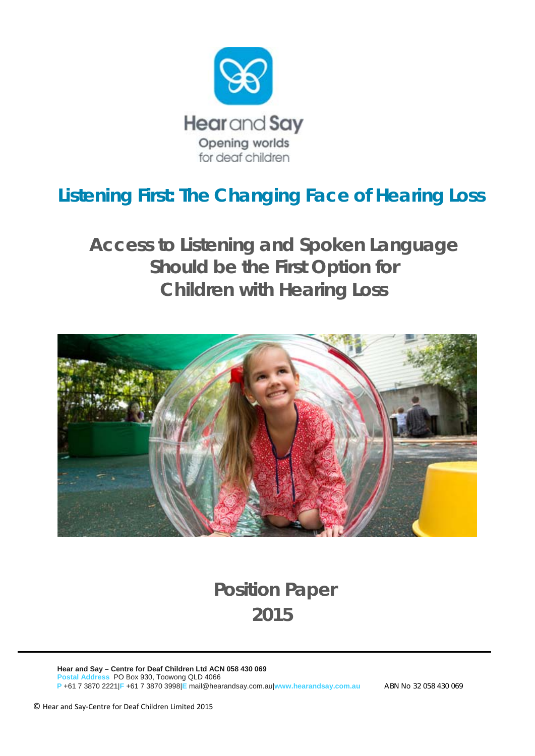Hear and Say

Opening worlds for deaf children

# Listening First: The Changing Face of Hearing Loss

## Access to Listening and Spoken Language Should be the First Option for Children with Hearing Loss

## Position Paper 2015

**Hear and Say – Centre for Deaf Children Ltd ACN 058 430 069**
Postal Address PO Box 930, Toowong QLD 4066
P +61 7 3870 2221| F +61 7 3870 3998| E mail@hearandsay.com.au| www.hearandsay.com.au ABN No 32 058 430 069

© Hear and Say-Centre for Deaf Children Limited 2015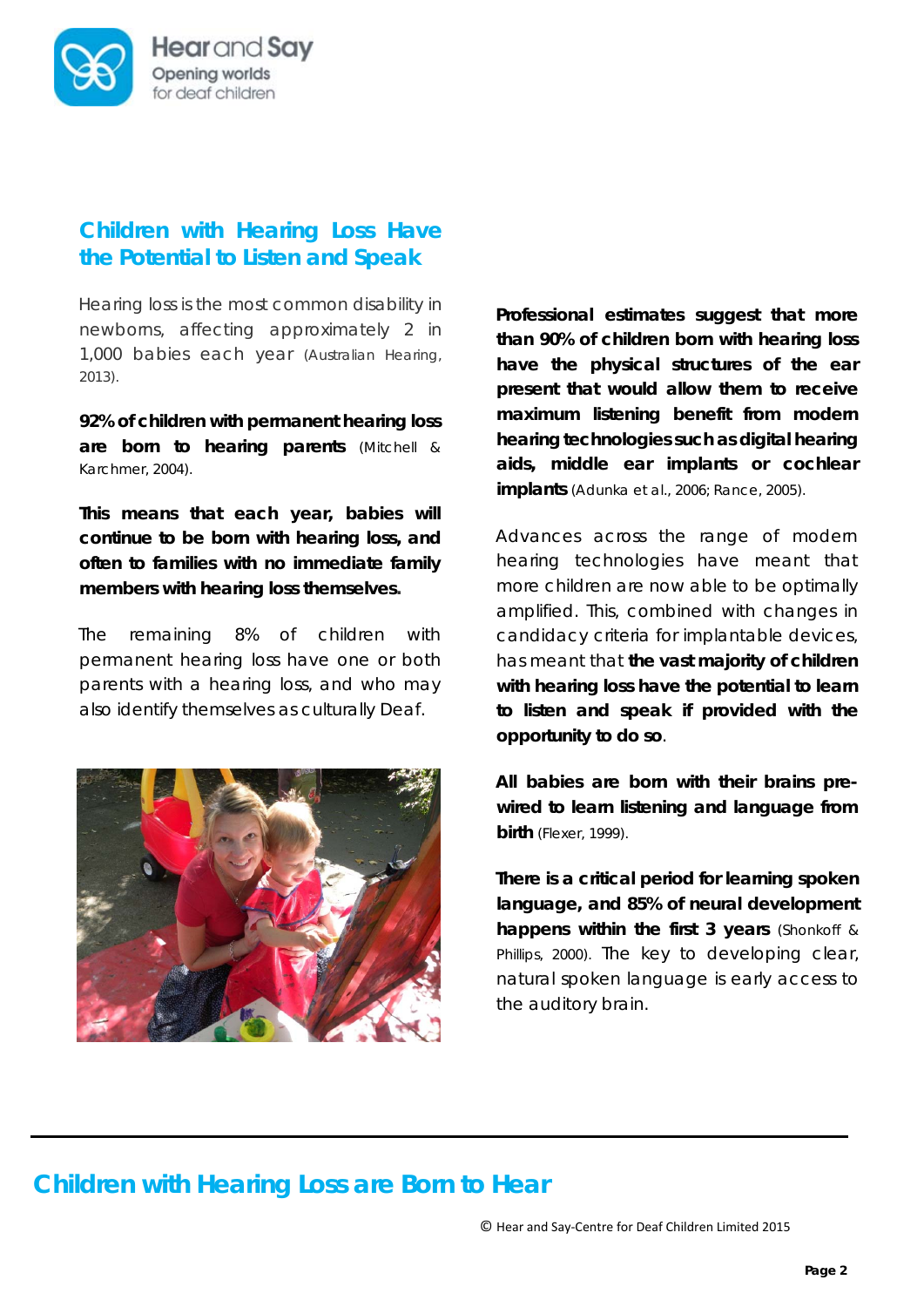## Children with Hearing Loss Have the Potential to Listen and Speak

Hearing loss is the most common disability in newborns, affecting approximately 2 in 1,000 babies each year (Australian Hearing, 2013).

**92% of children with permanent hearing loss are born to hearing parents** (Mitchell & Karchmer, 2004).

**This means that each year, babies will continue to be born with hearing loss, and often to families with no immediate family members with hearing loss themselves.**

The remaining 8% of children with permanent hearing loss have one or both parents with a hearing loss, and who may also identify themselves as culturally Deaf.

**Professional estimates suggest that more than 90% of children born with hearing loss have the physical structures of the ear present that would allow them to receive maximum listening benefit from modern hearing technologies such as digital hearing aids, middle ear implants or cochlear implants** (Adunka et al., 2006; Rance, 2005).

Advances across the range of modern hearing technologies have meant that more children are now able to be optimally amplified. This, combined with changes in candidacy criteria for implantable devices, has meant that **the vast majority of children with hearing loss have the potential to learn to listen and speak if provided with the opportunity to do so**.

**All babies are born with their brains pre-wired to learn listening and language from birth** (Flexer, 1999).

**There is a critical period for learning spoken language, and 85% of neural development happens within the first 3 years** (Shonkoff & Phillips, 2000). The key to developing clear, natural spoken language is early access to the auditory brain.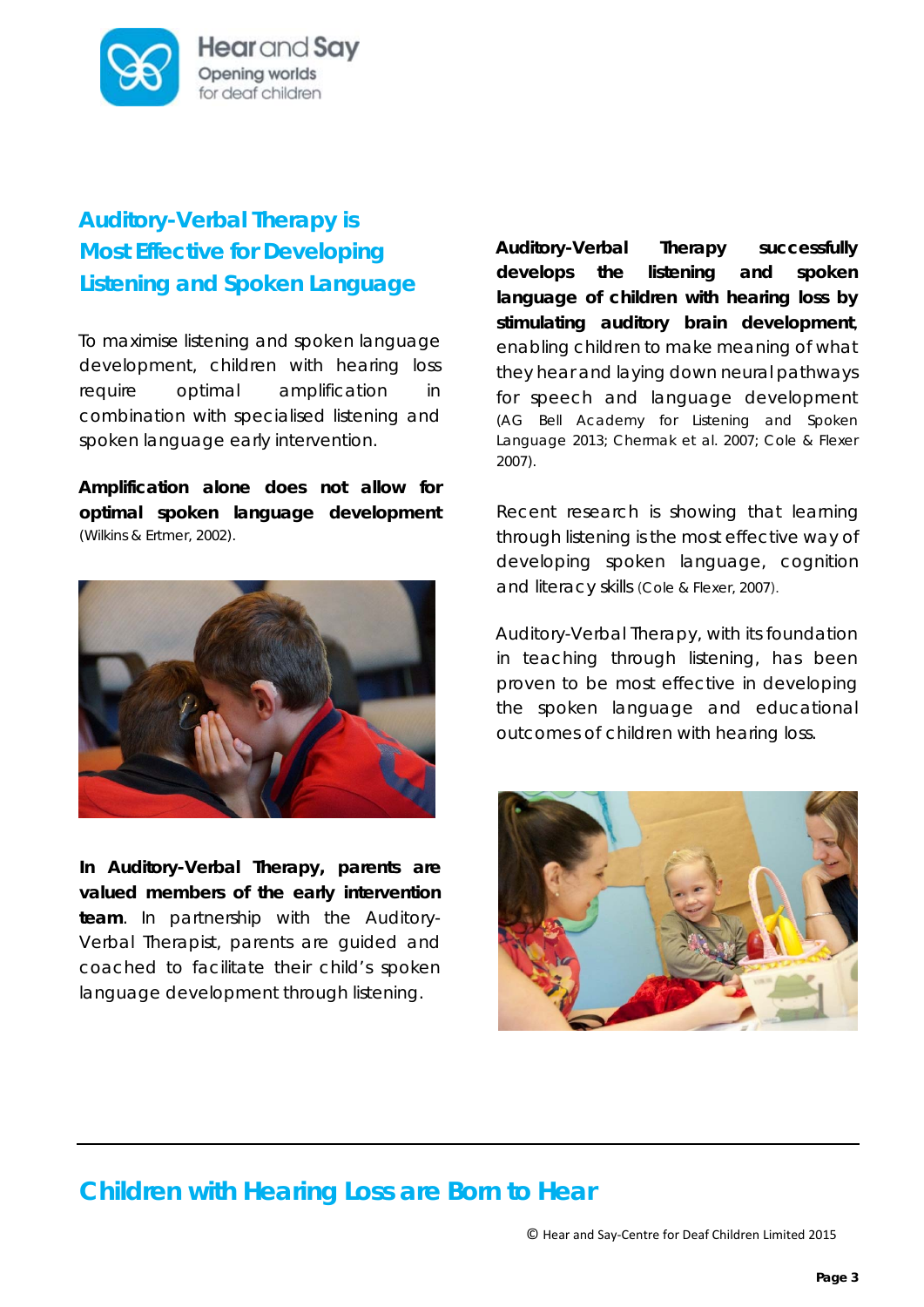## Auditory-Verbal Therapy is Most Effective for Developing Listening and Spoken Language

To maximise listening and spoken language development, children with hearing loss require optimal amplification in combination with specialised listening and spoken language early intervention.

**Amplification alone does not allow for optimal spoken language development** (Wilkins & Ertmer, 2002).

**In Auditory-Verbal Therapy, parents are valued members of the early intervention team**. In partnership with the Auditory-Verbal Therapist, parents are guided and coached to facilitate their child's spoken language development through listening.

**Auditory-Verbal Therapy successfully develops the listening and spoken language of children with hearing loss by stimulating auditory brain development**, enabling children to make meaning of what they hear and laying down neural pathways for speech and language development (AG Bell Academy for Listening and Spoken Language 2013; Chermak et al. 2007; Cole & Flexer 2007).

Recent research is showing that learning through listening is the most effective way of developing spoken language, cognition and literacy skills (Cole & Flexer, 2007).

Auditory-Verbal Therapy, with its foundation in teaching through listening, has been proven to be most effective in developing the spoken language and educational outcomes of children with hearing loss.

## Children with Hearing Loss are Born to Hear

© Hear and Say-Centre for Deaf Children Limited 2015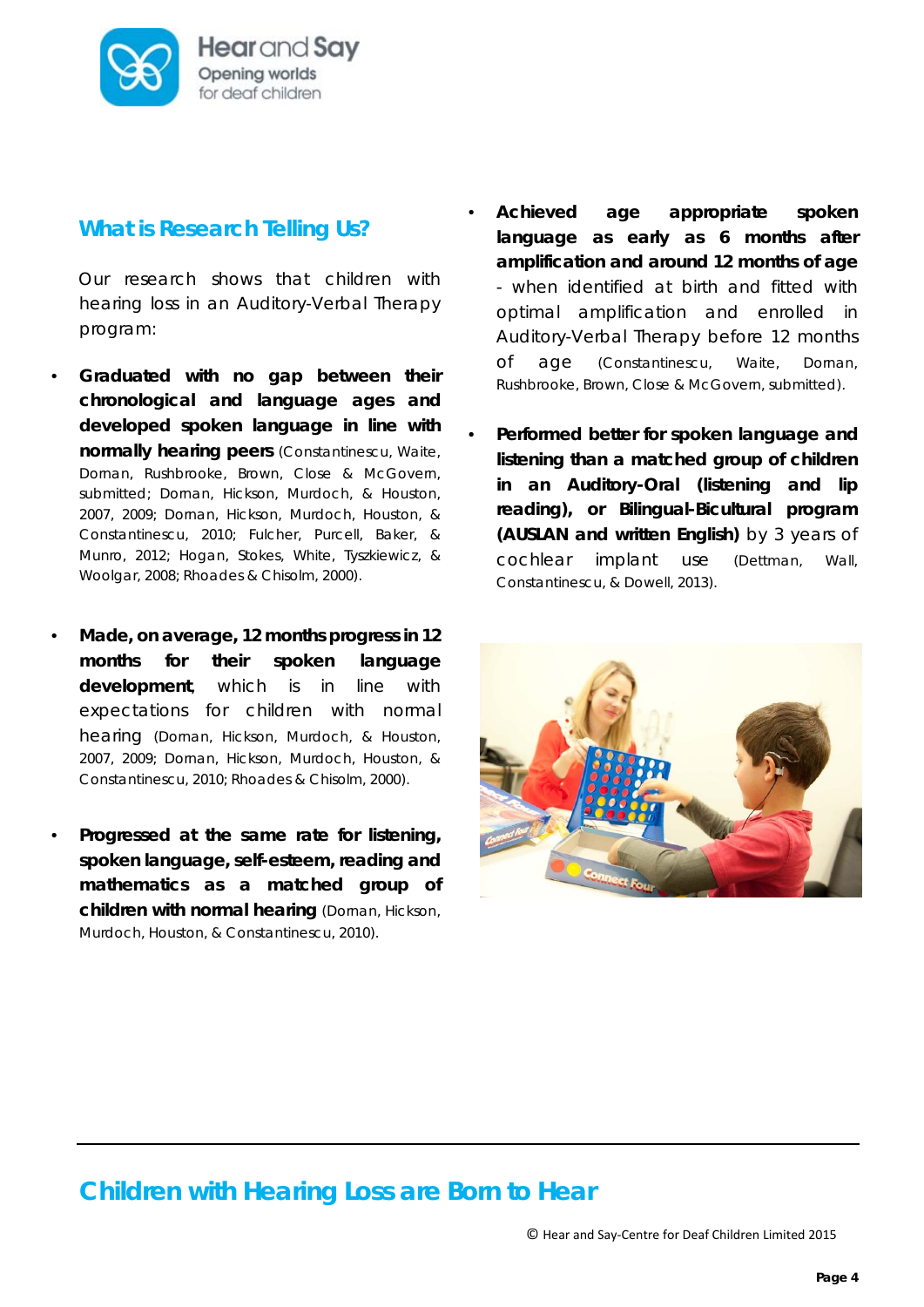## What is Research Telling Us?

Our research shows that children with hearing loss in an Auditory-Verbal Therapy program:

- **Graduated with no gap between their chronological and language ages and developed spoken language in line with normally hearing peers** (Constantinescu, Waite, Dornan, Rushbrooke, Brown, Close & McGovern, submitted; Dornan, Hickson, Murdoch, & Houston, 2007, 2009; Dornan, Hickson, Murdoch, Houston, & Constantinescu, 2010; Fulcher, Purcell, Baker, & Munro, 2012; Hogan, Stokes, White, Tyszkiewicz, & Woolgar, 2008; Rhoades & Chisolm, 2000).

- **Made, on average, 12 months progress in 12 months for their spoken language development**, which is in line with expectations for children with normal hearing (Dornan, Hickson, Murdoch, & Houston, 2007, 2009; Dornan, Hickson, Murdoch, Houston, & Constantinescu, 2010; Rhoades & Chisolm, 2000).

- **Progressed at the same rate for listening, spoken language, self-esteem, reading and mathematics as a matched group of children with normal hearing** (Dornan, Hickson, Murdoch, Houston, & Constantinescu, 2010).

- **Achieved age appropriate spoken language as early as 6 months after amplification and around 12 months of age** - when identified at birth and fitted with optimal amplification and enrolled in Auditory-Verbal Therapy before 12 months of age (Constantinescu, Waite, Dornan, Rushbrooke, Brown, Close & McGovern, submitted).

- **Performed better for spoken language and listening than a matched group of children in an Auditory-Oral (listening and lip reading), or Bilingual-Bicultural program (AUSLAN and written English)** by 3 years of cochlear implant use (Dettman, Wall, Constantinescu, & Dowell, 2013).

## Children with Hearing Loss are Born to Hear

© Hear and Say-Centre for Deaf Children Limited 2015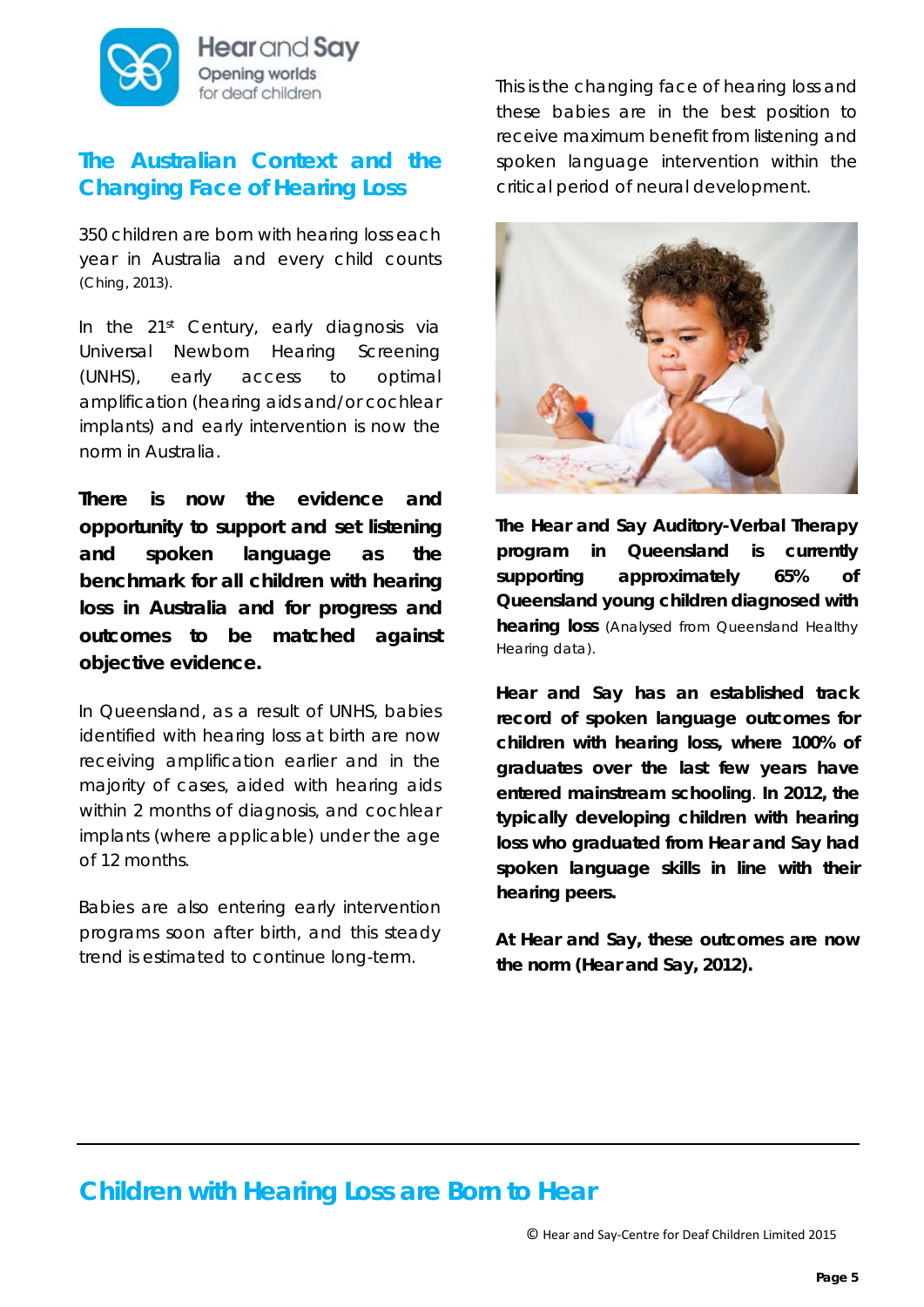## The Australian Context and the Changing Face of Hearing Loss

350 children are born with hearing loss each year in Australia and every child counts (Ching, 2013).

In the 21st Century, early diagnosis via Universal Newborn Hearing Screening (UNHS), early access to optimal amplification (hearing aids and/or cochlear implants) and early intervention is now the norm in Australia.

**There is now the evidence and opportunity to support and set listening and spoken language as the benchmark for all children with hearing loss in Australia and for progress and outcomes to be matched against objective evidence.**

In Queensland, as a result of UNHS, babies identified with hearing loss at birth are now receiving amplification earlier and in the majority of cases, aided with hearing aids within 2 months of diagnosis, and cochlear implants (where applicable) under the age of 12 months.

Babies are also entering early intervention programs soon after birth, and this steady trend is estimated to continue long-term.

This is the changing face of hearing loss and these babies are in the best position to receive maximum benefit from listening and spoken language intervention within the critical period of neural development.

**The Hear and Say Auditory-Verbal Therapy program in Queensland is currently supporting approximately 65% of Queensland young children diagnosed with hearing loss** (Analysed from Queensland Healthy Hearing data).

**Hear and Say has an established track record of spoken language outcomes for children with hearing loss, where 100% of graduates over the last few years have entered mainstream schooling**. **In 2012, the typically developing children with hearing loss who graduated from Hear and Say had spoken language skills in line with their hearing peers.**

**At Hear and Say, these outcomes are now the norm (Hear and Say, 2012).**

## Children with Hearing Loss are Born to Hear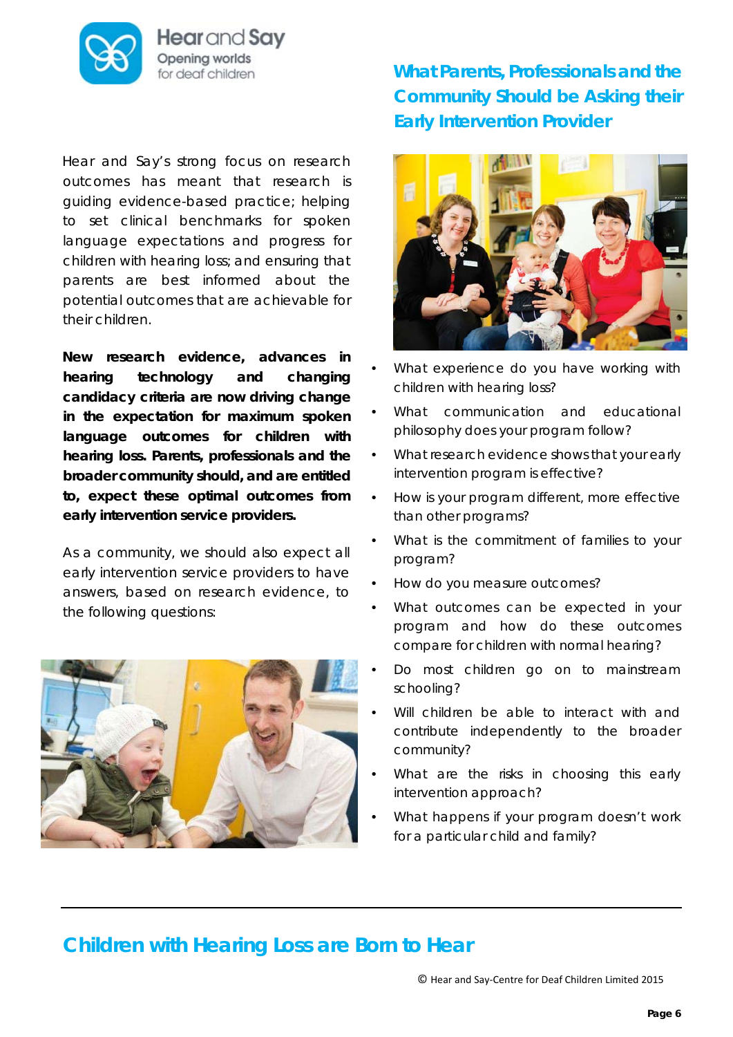## What Parents, Professionals and the Community Should be Asking their Early Intervention Provider

Hear and Say's strong focus on research outcomes has meant that research is guiding evidence-based practice; helping to set clinical benchmarks for spoken language expectations and progress for children with hearing loss; and ensuring that parents are best informed about the potential outcomes that are achievable for their children.

**New research evidence, advances in hearing technology and changing candidacy criteria are now driving change in the expectation for maximum spoken language outcomes for children with hearing loss. Parents, professionals and the broader community should, and are entitled to, expect these optimal outcomes from early intervention service providers.**

As a community, we should also expect all early intervention service providers to have answers, based on research evidence, to the following questions:

- What experience do you have working with children with hearing loss?
- What communication and educational philosophy does your program follow?
- What research evidence shows that your early intervention program is effective?
- How is your program different, more effective than other programs?
- What is the commitment of families to your program?
- How do you measure outcomes?
- What outcomes can be expected in your program and how do these outcomes compare for children with normal hearing?
- Do most children go on to mainstream schooling?
- Will children be able to interact with and contribute independently to the broader community?
- What are the risks in choosing this early intervention approach?
- What happens if your program doesn't work for a particular child and family?

## Children with Hearing Loss are Born to Hear

© Hear and Say-Centre for Deaf Children Limited 2015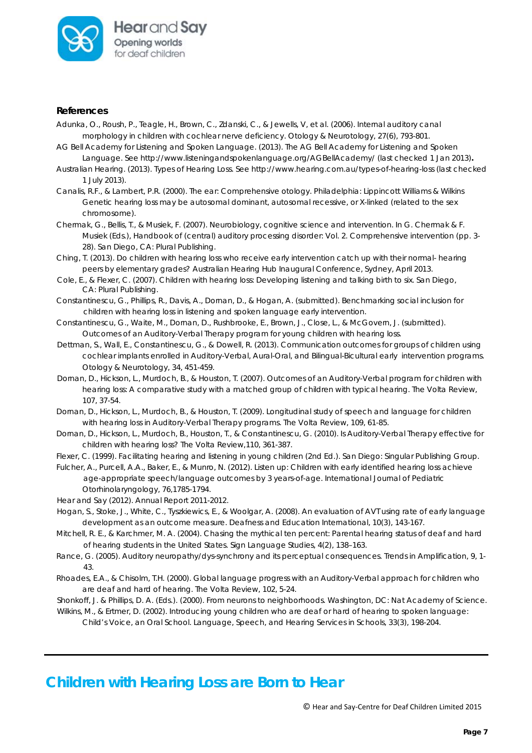### References

Adunka, O., Roush, P., Teagle, H., Brown, C., Zdanski, C., & Jewells, V, et al. (2006). Internal auditory canal morphology in children with cochlear nerve deficiency. Otology & Neurotology, 27(6), 793-801.

AG Bell Academy for Listening and Spoken Language. (2013). The AG Bell Academy for Listening and Spoken Language. See http://www.listeningandspokenlanguage.org/AGBellAcademy/ (last checked 1 Jan 2013)**.**

Australian Hearing. (2013). Types of Hearing Loss. See http://www.hearing.com.au/types-of-hearing-loss (last checked 1 July 2013).

Canalis, R.F., & Lambert, P.R. (2000). The ear: Comprehensive otology. Philadelphia: Lippincott Williams & Wilkins Genetic hearing loss may be autosomal dominant, autosomal recessive, or X-linked (related to the sex chromosome).

Chermak, G., Bellis, T., & Musiek, F. (2007). Neurobiology, cognitive science and intervention. In G. Chermak & F. Musiek (Eds.), Handbook of (central) auditory processing disorder: Vol. 2. Comprehensive intervention (pp. 3-28). San Diego, CA: Plural Publishing.

Ching, T. (2013). Do children with hearing loss who receive early intervention catch up with their normal- hearing peers by elementary grades? Australian Hearing Hub Inaugural Conference, Sydney, April 2013.

Cole, E., & Flexer, C. (2007). Children with hearing loss: Developing listening and talking birth to six. San Diego, CA: Plural Publishing.

Constantinescu, G., Phillips, R., Davis, A., Dornan, D., & Hogan, A. (submitted). Benchmarking social inclusion for children with hearing loss in listening and spoken language early intervention.

Constantinescu, G., Waite, M., Dornan, D., Rushbrooke, E., Brown, J., Close, L., & McGovern, J. (submitted). Outcomes of an Auditory-Verbal Therapy program for young children with hearing loss.

Dettman, S., Wall, E., Constantinescu, G., & Dowell, R. (2013). Communication outcomes for groups of children using cochlear implants enrolled in Auditory-Verbal, Aural-Oral, and Bilingual-Bicultural early intervention programs. Otology & Neurotology, 34, 451-459.

Dornan, D., Hickson, L., Murdoch, B., & Houston, T. (2007). Outcomes of an Auditory-Verbal program for children with hearing loss: A comparative study with a matched group of children with typical hearing. The Volta Review, 107, 37-54.

Dornan, D., Hickson, L., Murdoch, B., & Houston, T. (2009). Longitudinal study of speech and language for children with hearing loss in Auditory-Verbal Therapy programs. The Volta Review, 109, 61-85.

Dornan, D., Hickson, L., Murdoch, B., Houston, T., & Constantinescu, G. (2010). Is Auditory-Verbal Therapy effective for children with hearing loss? The Volta Review,110, 361-387.

Flexer, C. (1999). Facilitating hearing and listening in young children (2nd Ed.). San Diego: Singular Publishing Group.

Fulcher, A., Purcell, A.A., Baker, E., & Munro, N. (2012). Listen up: Children with early identified hearing loss achieve age-appropriate speech/language outcomes by 3 years-of-age. International Journal of Pediatric Otorhinolaryngology, 76,1785-1794.

Hear and Say (2012). Annual Report 2011-2012.

Hogan, S., Stoke, J., White, C., Tyszkiewics, E., & Woolgar, A. (2008). An evaluation of AVT using rate of early language development as an outcome measure. Deafness and Education International, 10(3), 143-167.

Mitchell, R. E., & Karchmer, M. A. (2004). Chasing the mythical ten percent: Parental hearing status of deaf and hard of hearing students in the United States. Sign Language Studies, 4(2), 138–163.

Rance, G. (2005). Auditory neuropathy/dys-synchrony and its perceptual consequences. Trends in Amplification, 9, 1-43.

Rhoades, E.A., & Chisolm, T.H. (2000). Global language progress with an Auditory-Verbal approach for children who are deaf and hard of hearing. The Volta Review, 102, 5-24.

Shonkoff, J. & Phillips, D. A. (Eds.). (2000). From neurons to neighborhoods. Washington, DC: Nat Academy of Science.

Wilkins, M., & Ertmer, D. (2002). Introducing young children who are deaf or hard of hearing to spoken language: Child's Voice, an Oral School. Language, Speech, and Hearing Services in Schools, 33(3), 198-204.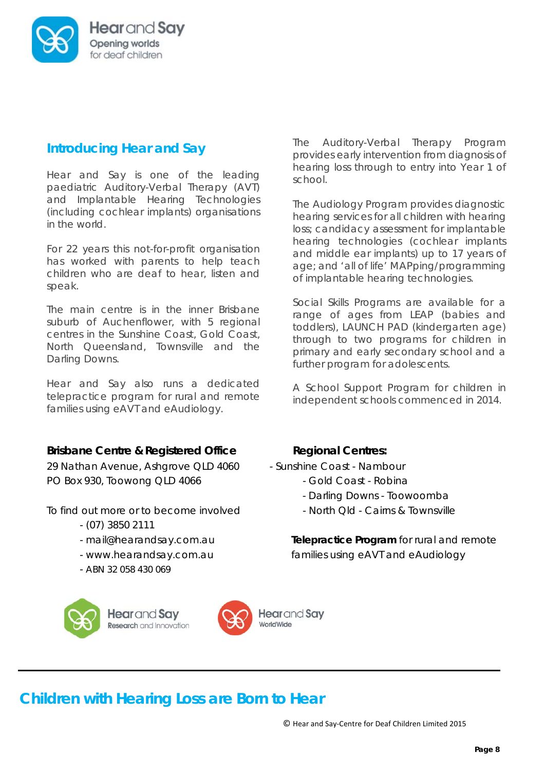Hear and Say
Opening worlds for deaf children

## Introducing Hear and Say

Hear and Say is one of the leading paediatric Auditory-Verbal Therapy (AVT) and Implantable Hearing Technologies (including cochlear implants) organisations in the world.

For 22 years this not-for-profit organisation has worked with parents to help teach children who are deaf to hear, listen and speak.

The main centre is in the inner Brisbane suburb of Auchenflower, with 5 regional centres in the Sunshine Coast, Gold Coast, North Queensland, Townsville and the Darling Downs.

Hear and Say also runs a dedicated telepractice program for rural and remote families using eAVT and eAudiology.

The Auditory-Verbal Therapy Program provides early intervention from diagnosis of hearing loss through to entry into Year 1 of school.

The Audiology Program provides diagnostic hearing services for all children with hearing loss; candidacy assessment for implantable hearing technologies (cochlear implants and middle ear implants) up to 17 years of age; and 'all of life' MAPping/programming of implantable hearing technologies.

Social Skills Programs are available for a range of ages from LEAP (babies and toddlers), LAUNCH PAD (kindergarten age) through to two programs for children in primary and early secondary school and a further program for adolescents.

A School Support Program for children in independent schools commenced in 2014.

**Brisbane Centre & Registered Office**

29 Nathan Avenue, Ashgrove QLD 4060
PO Box 930, Toowong QLD 4066

To find out more or to become involved

- (07) 3850 2111
- mail@hearandsay.com.au
- www.hearandsay.com.au
- ABN 32 058 430 069

**Regional Centres:**

- Sunshine Coast - Nambour
- Gold Coast - Robina
- Darling Downs - Toowoomba
- North Qld - Cairns & Townsville

**Telepractice Program** for rural and remote families using eAVT and eAudiology

Hear and Say Research and Innovation

Hear and Say WorldWide

## Children with Hearing Loss are Born to Hear

© Hear and Say-Centre for Deaf Children Limited 2015